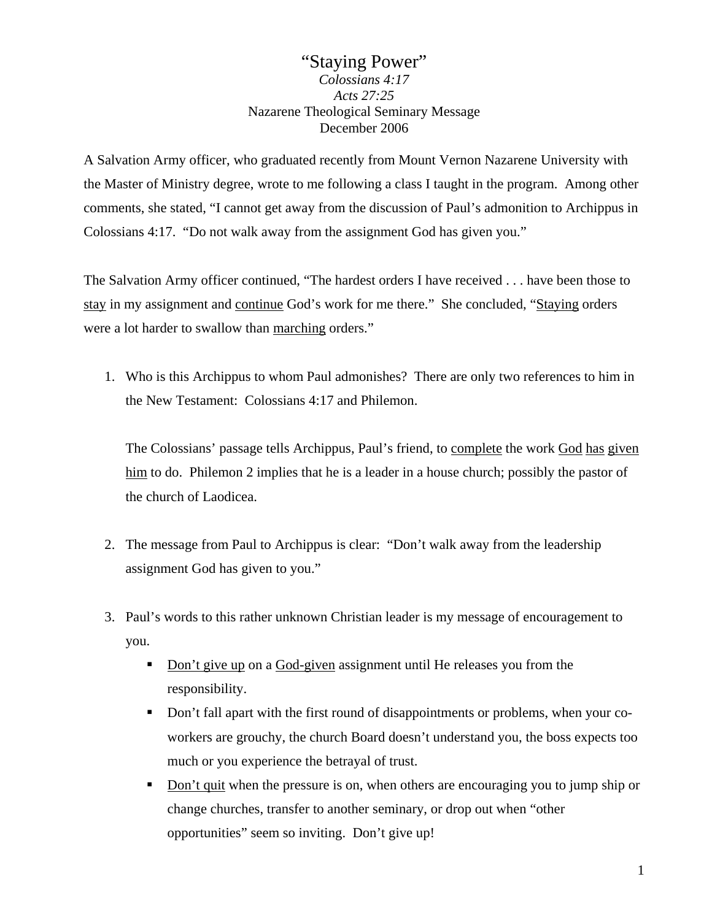# "Staying Power"

*Colossians 4:17*
*Acts 27:25*
Nazarene Theological Seminary Message
December 2006

A Salvation Army officer, who graduated recently from Mount Vernon Nazarene University with the Master of Ministry degree, wrote to me following a class I taught in the program. Among other comments, she stated, "I cannot get away from the discussion of Paul's admonition to Archippus in Colossians 4:17. "Do not walk away from the assignment God has given you."

The Salvation Army officer continued, "The hardest orders I have received . . . have been those to <u>stay</u> in my assignment and <u>continue</u> God's work for me there." She concluded, "<u>Staying</u> orders were a lot harder to swallow than <u>marching</u> orders."

1. Who is this Archippus to whom Paul admonishes? There are only two references to him in the New Testament: Colossians 4:17 and Philemon.

   The Colossians' passage tells Archippus, Paul's friend, to <u>complete</u> the work <u>God</u> <u>has</u> <u>given</u> <u>him</u> to do. Philemon 2 implies that he is a leader in a house church; possibly the pastor of the church of Laodicea.

2. The message from Paul to Archippus is clear: "Don't walk away from the leadership assignment God has given to you."

3. Paul's words to this rather unknown Christian leader is my message of encouragement to you.
   - <u>Don't give up</u> on a <u>God-given</u> assignment until He releases you from the responsibility.
   - Don't fall apart with the first round of disappointments or problems, when your co-workers are grouchy, the church Board doesn't understand you, the boss expects too much or you experience the betrayal of trust.
   - <u>Don't quit</u> when the pressure is on, when others are encouraging you to jump ship or change churches, transfer to another seminary, or drop out when "other opportunities" seem so inviting. Don't give up!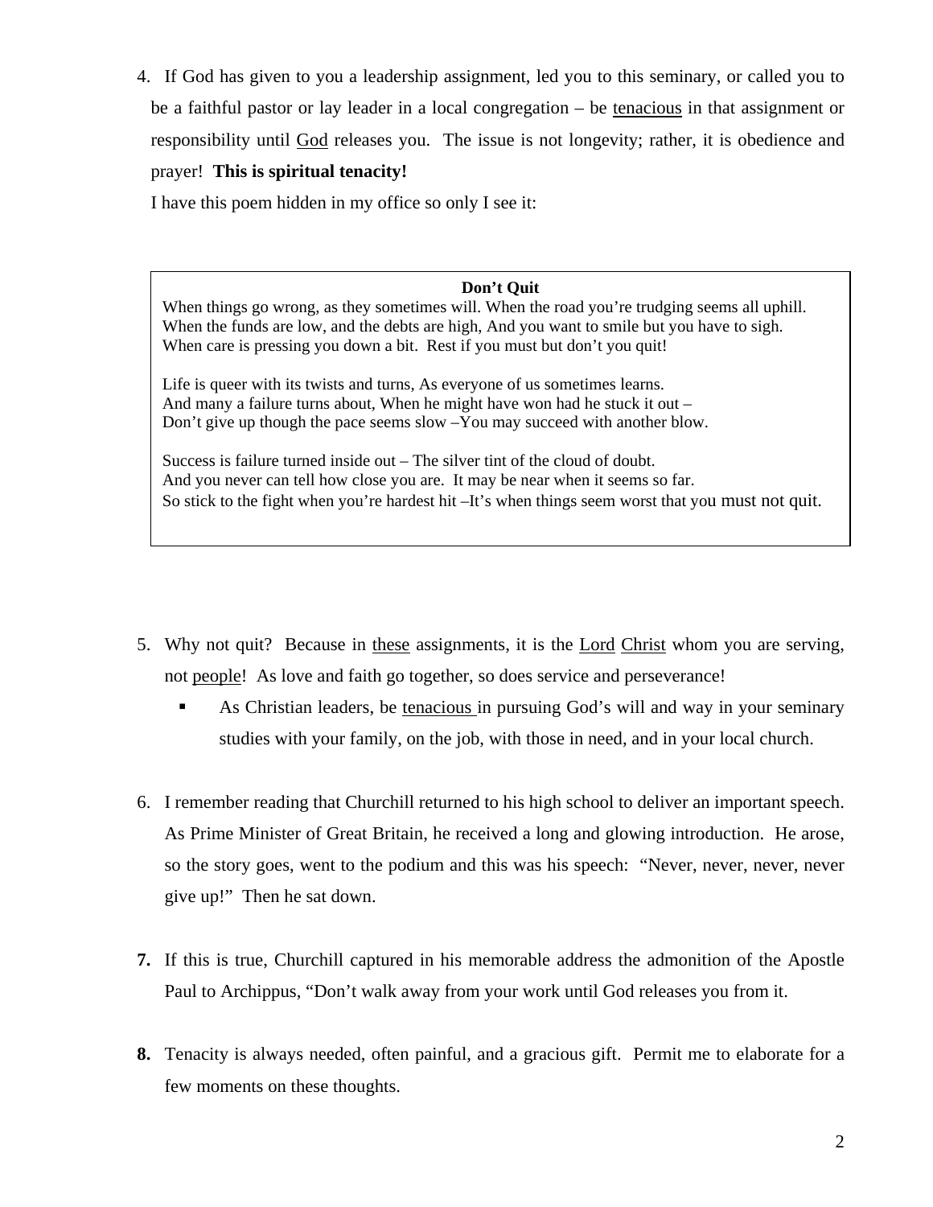4. If God has given to you a leadership assignment, led you to this seminary, or called you to be a faithful pastor or lay leader in a local congregation – be tenacious in that assignment or responsibility until God releases you. The issue is not longevity; rather, it is obedience and prayer! **This is spiritual tenacity!**

   I have this poem hidden in my office so only I see it:

> **Don't Quit**
>
> When things go wrong, as they sometimes will. When the road you're trudging seems all uphill.
> When the funds are low, and the debts are high, And you want to smile but you have to sigh.
> When care is pressing you down a bit. Rest if you must but don't you quit!
>
> Life is queer with its twists and turns, As everyone of us sometimes learns.
> And many a failure turns about, When he might have won had he stuck it out –
> Don't give up though the pace seems slow –You may succeed with another blow.
>
> Success is failure turned inside out – The silver tint of the cloud of doubt.
> And you never can tell how close you are. It may be near when it seems so far.
> So stick to the fight when you're hardest hit –It's when things seem worst that you must not quit.

5. Why not quit? Because in these assignments, it is the Lord Christ whom you are serving, not people! As love and faith go together, so does service and perseverance!
   - As Christian leaders, be tenacious in pursuing God's will and way in your seminary studies with your family, on the job, with those in need, and in your local church.

6. I remember reading that Churchill returned to his high school to deliver an important speech. As Prime Minister of Great Britain, he received a long and glowing introduction. He arose, so the story goes, went to the podium and this was his speech: "Never, never, never, never give up!" Then he sat down.

7. If this is true, Churchill captured in his memorable address the admonition of the Apostle Paul to Archippus, "Don't walk away from your work until God releases you from it.

8. Tenacity is always needed, often painful, and a gracious gift. Permit me to elaborate for a few moments on these thoughts.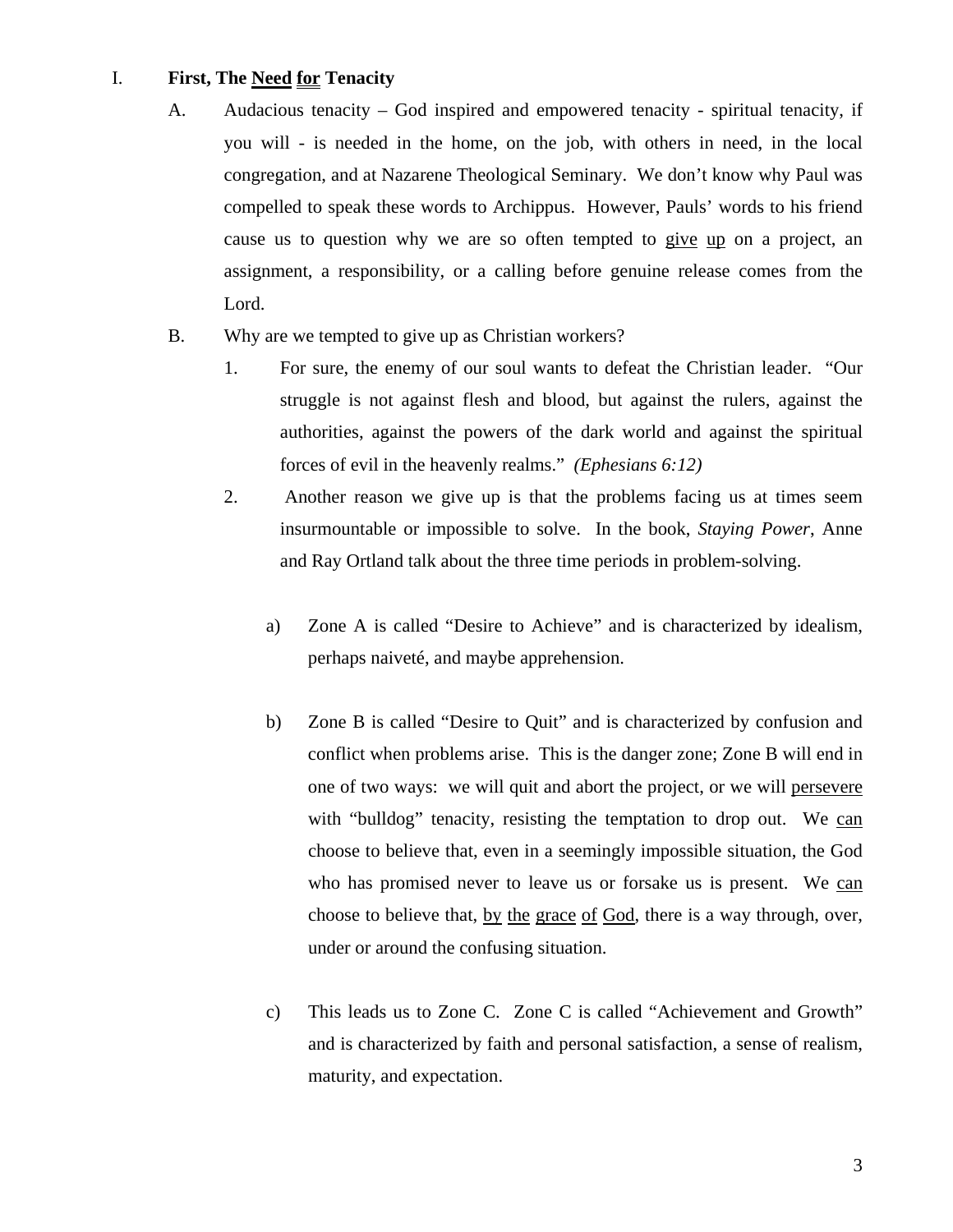## I. First, The <u>Need</u> <u>for</u> Tenacity

A. Audacious tenacity – God inspired and empowered tenacity - spiritual tenacity, if you will - is needed in the home, on the job, with others in need, in the local congregation, and at Nazarene Theological Seminary. We don't know why Paul was compelled to speak these words to Archippus. However, Pauls' words to his friend cause us to question why we are so often tempted to <u>give</u> <u>up</u> on a project, an assignment, a responsibility, or a calling before genuine release comes from the Lord.

B. Why are we tempted to give up as Christian workers?

1. For sure, the enemy of our soul wants to defeat the Christian leader. "Our struggle is not against flesh and blood, but against the rulers, against the authorities, against the powers of the dark world and against the spiritual forces of evil in the heavenly realms." *(Ephesians 6:12)*

2. Another reason we give up is that the problems facing us at times seem insurmountable or impossible to solve. In the book, *Staying Power*, Anne and Ray Ortland talk about the three time periods in problem-solving.

   a) Zone A is called "Desire to Achieve" and is characterized by idealism, perhaps naiveté, and maybe apprehension.

   b) Zone B is called "Desire to Quit" and is characterized by confusion and conflict when problems arise. This is the danger zone; Zone B will end in one of two ways: we will quit and abort the project, or we will <u>persevere</u> with "bulldog" tenacity, resisting the temptation to drop out. We <u>can</u> choose to believe that, even in a seemingly impossible situation, the God who has promised never to leave us or forsake us is present. We <u>can</u> choose to believe that, <u>by</u> <u>the</u> <u>grace</u> <u>of</u> <u>God</u>, there is a way through, over, under or around the confusing situation.

   c) This leads us to Zone C. Zone C is called "Achievement and Growth" and is characterized by faith and personal satisfaction, a sense of realism, maturity, and expectation.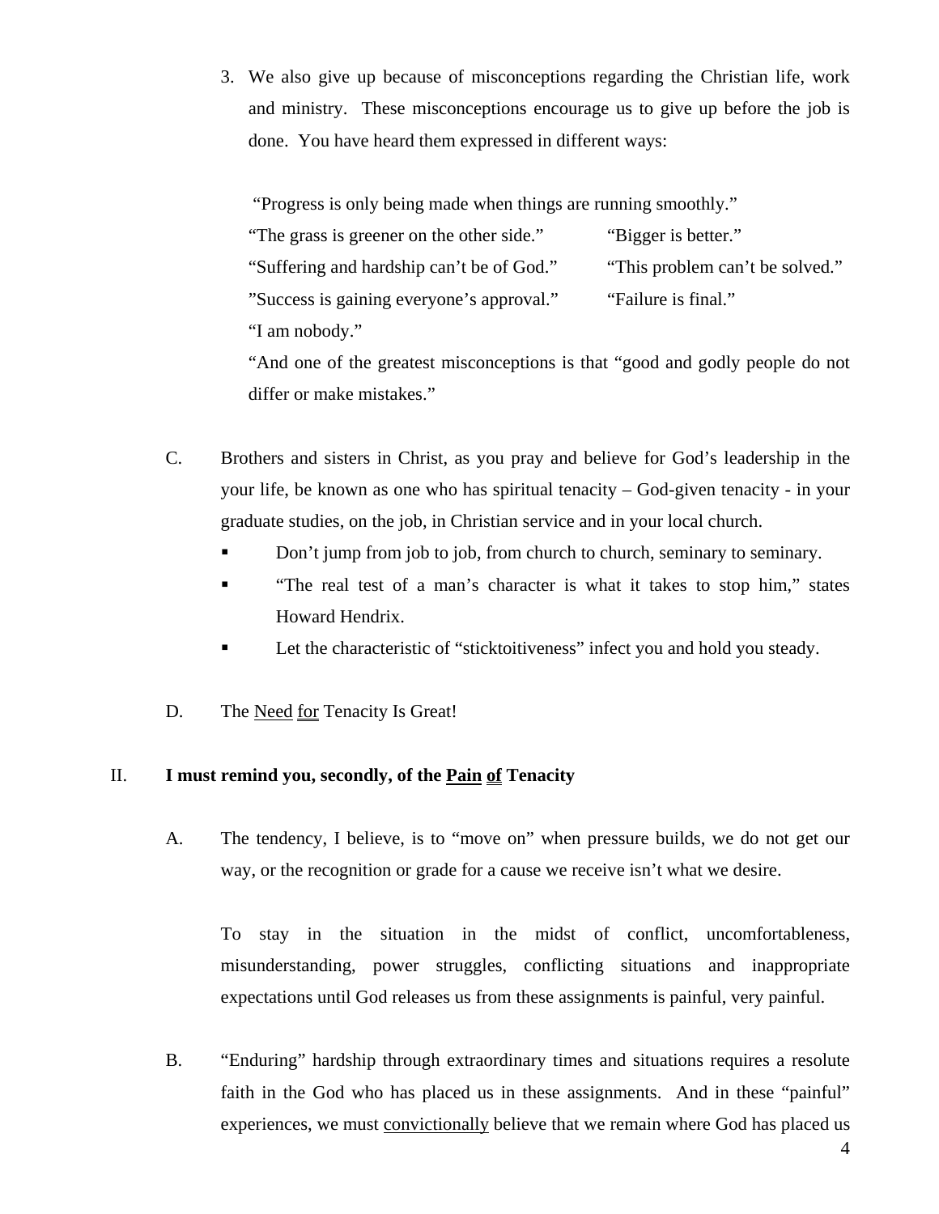3. We also give up because of misconceptions regarding the Christian life, work and ministry. These misconceptions encourage us to give up before the job is done. You have heard them expressed in different ways:

   "Progress is only being made when things are running smoothly."
   "The grass is greener on the other side."
   "Bigger is better."
   "Suffering and hardship can't be of God."
   "This problem can't be solved."
   "Success is gaining everyone's approval."
   "Failure is final."
   "I am nobody."
   "And one of the greatest misconceptions is that "good and godly people do not differ or make mistakes."

C. Brothers and sisters in Christ, as you pray and believe for God's leadership in the your life, be known as one who has spiritual tenacity – God-given tenacity - in your graduate studies, on the job, in Christian service and in your local church.

- Don't jump from job to job, from church to church, seminary to seminary.
- "The real test of a man's character is what it takes to stop him," states Howard Hendrix.
- Let the characteristic of "sticktoitiveness" infect you and hold you steady.

D. The <u>Need</u> <u>for</u> Tenacity Is Great!

## II. I must remind you, secondly, of the <u>Pain</u> <u>of</u> Tenacity

A. The tendency, I believe, is to "move on" when pressure builds, we do not get our way, or the recognition or grade for a cause we receive isn't what we desire.

To stay in the situation in the midst of conflict, uncomfortableness, misunderstanding, power struggles, conflicting situations and inappropriate expectations until God releases us from these assignments is painful, very painful.

B. "Enduring" hardship through extraordinary times and situations requires a resolute faith in the God who has placed us in these assignments. And in these "painful" experiences, we must <u>convictionally</u> believe that we remain where God has placed us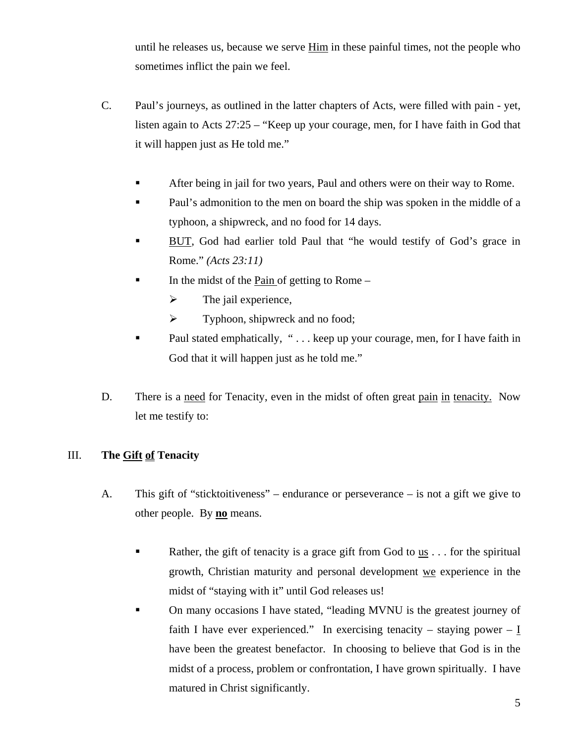until he releases us, because we serve <u>Him</u> in these painful times, not the people who sometimes inflict the pain we feel.

C. Paul's journeys, as outlined in the latter chapters of Acts, were filled with pain - yet, listen again to Acts 27:25 – "Keep up your courage, men, for I have faith in God that it will happen just as He told me."

- After being in jail for two years, Paul and others were on their way to Rome.
- Paul's admonition to the men on board the ship was spoken in the middle of a typhoon, a shipwreck, and no food for 14 days.
- <u>BUT</u>, God had earlier told Paul that "he would testify of God's grace in Rome." *(Acts 23:11)*
- In the midst of the <u>Pain</u> of getting to Rome –
  - The jail experience,
  - Typhoon, shipwreck and no food;
- Paul stated emphatically, " . . . keep up your courage, men, for I have faith in God that it will happen just as he told me."

D. There is a <u>need</u> for Tenacity, even in the midst of often great <u>pain</u> <u>in</u> <u>tenacity.</u> Now let me testify to:

## III. **The <u>Gift</u> <u>of</u> Tenacity**

A. This gift of "sticktoitiveness" – endurance or perseverance – is not a gift we give to other people. By <u>**no**</u> means.

- Rather, the gift of tenacity is a grace gift from God to <u>us</u> . . . for the spiritual growth, Christian maturity and personal development <u>we</u> experience in the midst of "staying with it" until God releases us!
- On many occasions I have stated, "leading MVNU is the greatest journey of faith I have ever experienced." In exercising tenacity – staying power – <u>I</u> have been the greatest benefactor. In choosing to believe that God is in the midst of a process, problem or confrontation, I have grown spiritually. I have matured in Christ significantly.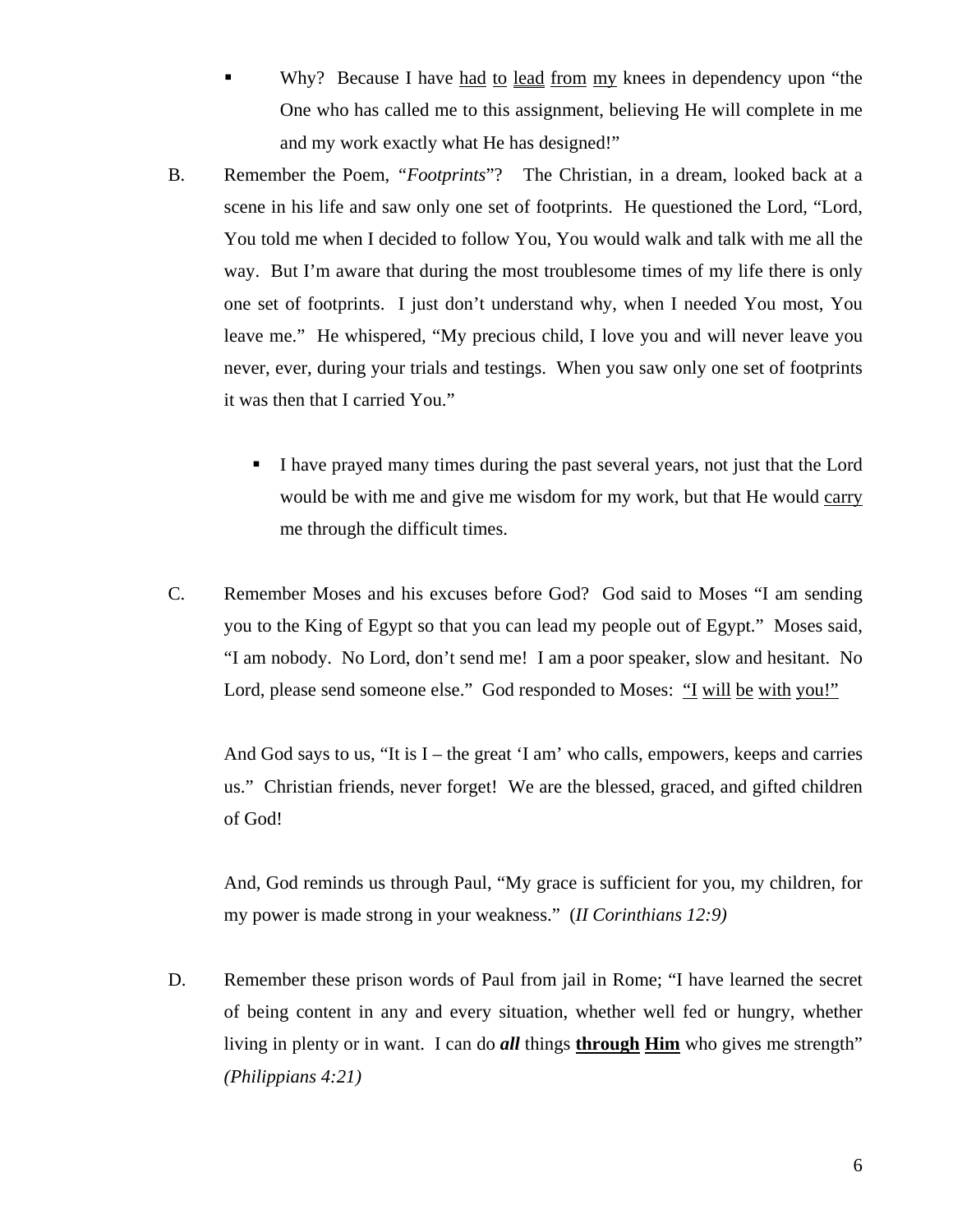- Why? Because I have <u>had</u> <u>to</u> <u>lead</u> <u>from</u> <u>my</u> knees in dependency upon "the One who has called me to this assignment, believing He will complete in me and my work exactly what He has designed!"

B. Remember the Poem, "*Footprints*"? The Christian, in a dream, looked back at a scene in his life and saw only one set of footprints. He questioned the Lord, "Lord, You told me when I decided to follow You, You would walk and talk with me all the way. But I'm aware that during the most troublesome times of my life there is only one set of footprints. I just don't understand why, when I needed You most, You leave me." He whispered, "My precious child, I love you and will never leave you never, ever, during your trials and testings. When you saw only one set of footprints it was then that I carried You."

- I have prayed many times during the past several years, not just that the Lord would be with me and give me wisdom for my work, but that He would <u>carry</u> me through the difficult times.

C. Remember Moses and his excuses before God? God said to Moses "I am sending you to the King of Egypt so that you can lead my people out of Egypt." Moses said, "I am nobody. No Lord, don't send me! I am a poor speaker, slow and hesitant. No Lord, please send someone else." God responded to Moses: <u>"I</u> <u>will</u> <u>be</u> <u>with</u> <u>you!"</u>

And God says to us, "It is I – the great 'I am' who calls, empowers, keeps and carries us." Christian friends, never forget! We are the blessed, graced, and gifted children of God!

And, God reminds us through Paul, "My grace is sufficient for you, my children, for my power is made strong in your weakness." (*II Corinthians 12:9)*

D. Remember these prison words of Paul from jail in Rome; "I have learned the secret of being content in any and every situation, whether well fed or hungry, whether living in plenty or in want. I can do ***all*** things <u>**through**</u> <u>**Him**</u> who gives me strength" *(Philippians 4:21)*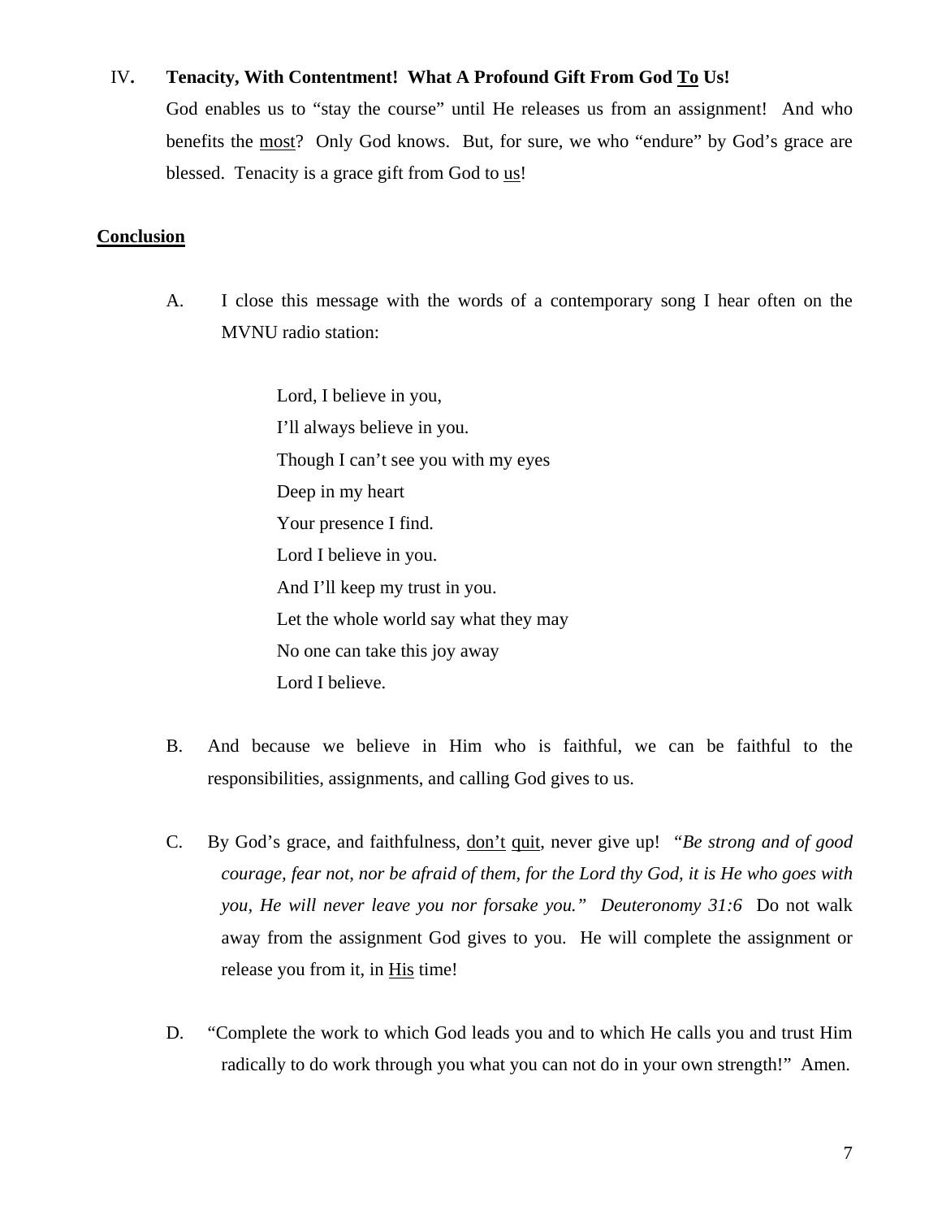IV. **Tenacity, With Contentment! What A Profound Gift From God <u>To</u> Us!**

God enables us to "stay the course" until He releases us from an assignment! And who benefits the <u>most</u>? Only God knows. But, for sure, we who "endure" by God's grace are blessed. Tenacity is a grace gift from God to <u>us</u>!

**<u>Conclusion</u>**

A. I close this message with the words of a contemporary song I hear often on the MVNU radio station:

> Lord, I believe in you,
> I'll always believe in you.
> Though I can't see you with my eyes
> Deep in my heart
> Your presence I find.
> Lord I believe in you.
> And I'll keep my trust in you.
> Let the whole world say what they may
> No one can take this joy away
> Lord I believe.

B. And because we believe in Him who is faithful, we can be faithful to the responsibilities, assignments, and calling God gives to us.

C. By God's grace, and faithfulness, <u>don't</u> <u>quit</u>, never give up! *"Be strong and of good courage, fear not, nor be afraid of them, for the Lord thy God, it is He who goes with you, He will never leave you nor forsake you." Deuteronomy 31:6* Do not walk away from the assignment God gives to you. He will complete the assignment or release you from it, in <u>His</u> time!

D. "Complete the work to which God leads you and to which He calls you and trust Him radically to do work through you what you can not do in your own strength!" Amen.